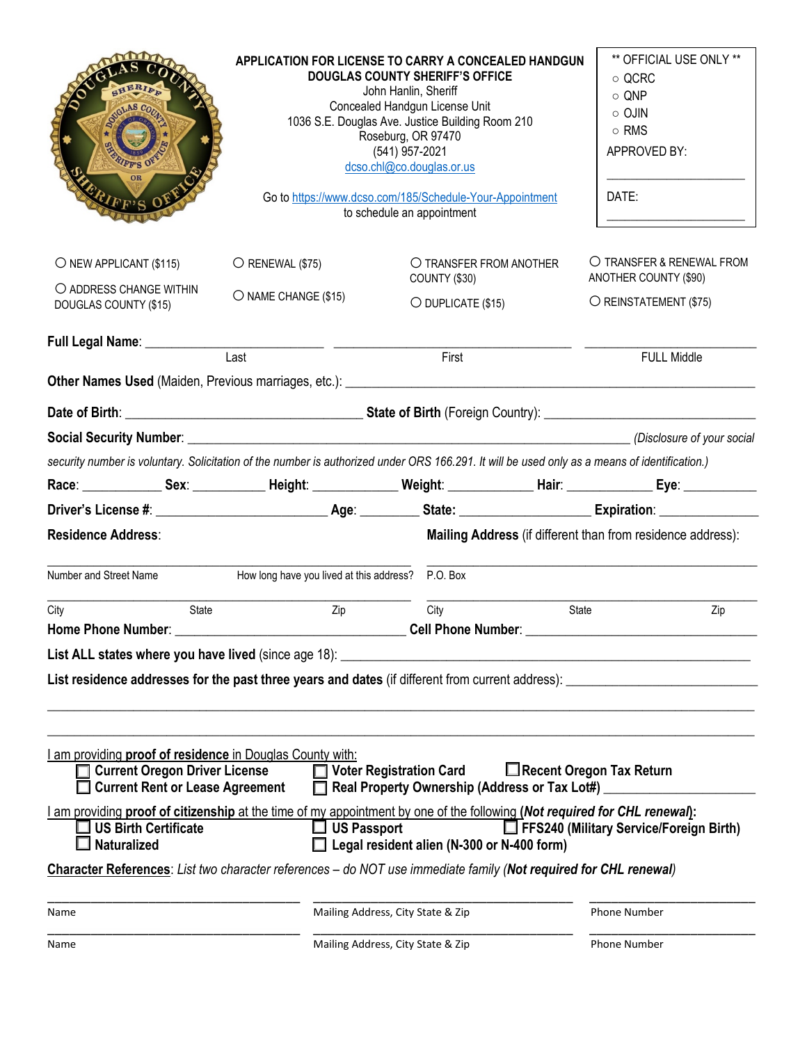# APPLICATION FOR LICENSE TO CARRY A CONCEALED HANDGUN

**DOUGLAS COUNTY SHERIFF'S OFFICE**

John Hanlin, Sheriff
Concealed Handgun License Unit
1036 S.E. Douglas Ave. Justice Building Room 210
Roseburg, OR 97470
(541) 957-2021
dcso.chl@co.douglas.or.us

Go to https://www.dcso.com/185/Schedule-Your-Appointment to schedule an appointment

| ** OFFICIAL USE ONLY ** |
|---|
| ○ QCRC |
| ○ QNP |
| ○ OJIN |
| ○ RMS |
| APPROVED BY: ____________________ |
| DATE: ____________________ |

○ NEW APPLICANT ($115)    ○ RENEWAL ($75)    ○ TRANSFER FROM ANOTHER COUNTY ($30)    ○ TRANSFER & RENEWAL FROM ANOTHER COUNTY ($90)

○ ADDRESS CHANGE WITHIN DOUGLAS COUNTY ($15)    ○ NAME CHANGE ($15)    ○ DUPLICATE ($15)    ○ REINSTATEMENT ($75)

**Full Legal Name**: ______________________ ______________________ ______________________
Last / First / FULL Middle

**Other Names Used** (Maiden, Previous marriages, etc.): ______________________

**Date of Birth**: ______________________ **State of Birth** (Foreign Country): ______________________

**Social Security Number**: ______________________ *(Disclosure of your social security number is voluntary. Solicitation of the number is authorized under ORS 166.291. It will be used only as a means of identification.)*

**Race**: ________ **Sex**: ________ **Height**: ________ **Weight**: ________ **Hair**: ________ **Eye**: ________

**Driver's License #**: ______________________ **Age**: ________ **State**: ______________ **Expiration**: ______________

**Residence Address**:

______________________ ______________________
Number and Street Name / How long have you lived at this address?

______________________
City / State / Zip

**Mailing Address** (if different than from residence address):

______________________
P.O. Box

______________________
City / State / Zip

**Home Phone Number**: ______________________ **Cell Phone Number**: ______________________

**List ALL states where you have lived** (since age 18): ______________________

**List residence addresses for the past three years and dates** (if different from current address): ______________________

______________________________________________

______________________________________________

I am providing **proof of residence** in Douglas County with:

- ☐ **Current Oregon Driver License**
- ☐ **Voter Registration Card**
- ☐ **Recent Oregon Tax Return**
- ☐ **Current Rent or Lease Agreement**
- ☐ **Real Property Ownership (Address or Tax Lot#)** ______________________

I am providing **proof of citizenship** at the time of my appointment by one of the following (***Not required for CHL renewal***):

- ☐ **US Birth Certificate**
- ☐ **US Passport**
- ☐ **FFS240 (Military Service/Foreign Birth)**
- ☐ **Naturalized**
- ☐ **Legal resident alien (N-300 or N-400 form)**

**Character References**: *List two character references – do NOT use immediate family (**Not required for CHL renewal**)*

| Name | Mailing Address, City State & Zip | Phone Number |
|---|---|---|
| | | |
| | | |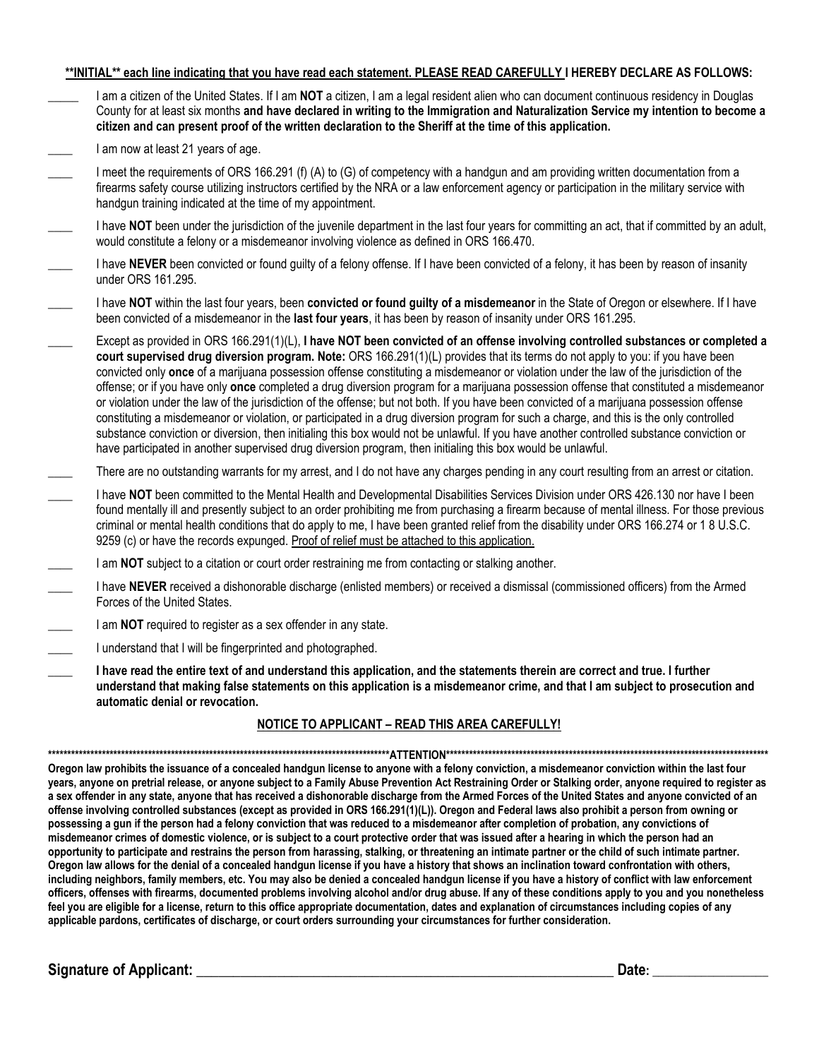**<u>\*\*INITIAL\*\* each line indicating that you have read each statement. PLEASE READ CAREFULLY</u> I HEREBY DECLARE AS FOLLOWS:**

_____ I am a citizen of the United States. If I am **NOT** a citizen, I am a legal resident alien who can document continuous residency in Douglas County for at least six months **and have declared in writing to the Immigration and Naturalization Service my intention to become a citizen and can present proof of the written declaration to the Sheriff at the time of this application.**

____ I am now at least 21 years of age.

____ I meet the requirements of ORS 166.291 (f) (A) to (G) of competency with a handgun and am providing written documentation from a firearms safety course utilizing instructors certified by the NRA or a law enforcement agency or participation in the military service with handgun training indicated at the time of my appointment.

____ I have **NOT** been under the jurisdiction of the juvenile department in the last four years for committing an act, that if committed by an adult, would constitute a felony or a misdemeanor involving violence as defined in ORS 166.470.

____ I have **NEVER** been convicted or found guilty of a felony offense. If I have been convicted of a felony, it has been by reason of insanity under ORS 161.295.

____ I have **NOT** within the last four years, been **convicted or found guilty of a misdemeanor** in the State of Oregon or elsewhere. If I have been convicted of a misdemeanor in the **last four years**, it has been by reason of insanity under ORS 161.295.

____ Except as provided in ORS 166.291(1)(L), **I have NOT been convicted of an offense involving controlled substances or completed a court supervised drug diversion program. Note:** ORS 166.291(1)(L) provides that its terms do not apply to you: if you have been convicted only **once** of a marijuana possession offense constituting a misdemeanor or violation under the law of the jurisdiction of the offense; or if you have only **once** completed a drug diversion program for a marijuana possession offense that constituted a misdemeanor or violation under the law of the jurisdiction of the offense; but not both. If you have been convicted of a marijuana possession offense constituting a misdemeanor or violation, or participated in a drug diversion program for such a charge, and this is the only controlled substance conviction or diversion, then initialing this box would not be unlawful. If you have another controlled substance conviction or have participated in another supervised drug diversion program, then initialing this box would be unlawful.

____ There are no outstanding warrants for my arrest, and I do not have any charges pending in any court resulting from an arrest or citation.

____ I have **NOT** been committed to the Mental Health and Developmental Disabilities Services Division under ORS 426.130 nor have I been found mentally ill and presently subject to an order prohibiting me from purchasing a firearm because of mental illness. For those previous criminal or mental health conditions that do apply to me, I have been granted relief from the disability under ORS 166.274 or 1 8 U.S.C. 9259 (c) or have the records expunged. <u>Proof of relief must be attached to this application.</u>

____ I am **NOT** subject to a citation or court order restraining me from contacting or stalking another.

____ I have **NEVER** received a dishonorable discharge (enlisted members) or received a dismissal (commissioned officers) from the Armed Forces of the United States.

____ I am **NOT** required to register as a sex offender in any state.

____ I understand that I will be fingerprinted and photographed.

____ **I have read the entire text of and understand this application, and the statements therein are correct and true. I further understand that making false statements on this application is a misdemeanor crime, and that I am subject to prosecution and automatic denial or revocation.**

**<u>NOTICE TO APPLICANT – READ THIS AREA CAREFULLY!</u>**

**\*\*\*\*\*\*\*\*\*\*\*\*\*\*\*\*\*\*\*\*\*\*\*\*\*\*\*\*\*\*\*\*\*\*\*\*\*\*\*\*\*\*\*\*\*\*\*\*\*\*\*\*\*\*\*\*\*\*\*\*\*\*\*\*\*\*\*\*\*\*\*\*\*\*\*\*\*\*\*\*\*\*\*\*\*\*\*\*\*\*ATTENTION\*\*\*\*\*\*\*\*\*\*\*\*\*\*\*\*\*\*\*\*\*\*\*\*\*\*\*\*\*\*\*\*\*\*\*\*\*\*\*\*\*\*\*\*\*\*\*\*\*\*\*\*\*\*\*\*\*\*\*\*\*\*\*\*\*\*\*\*\*\*\*\*\*\*\*\*\*\*\*\*\*\*\*\*\*\*\*\*\*\*\*\*\***

**Oregon law prohibits the issuance of a concealed handgun license to anyone with a felony conviction, a misdemeanor conviction within the last four years, anyone on pretrial release, or anyone subject to a Family Abuse Prevention Act Restraining Order or Stalking order, anyone required to register as a sex offender in any state, anyone that has received a dishonorable discharge from the Armed Forces of the United States and anyone convicted of an offense involving controlled substances (except as provided in ORS 166.291(1)(L)). Oregon and Federal laws also prohibit a person from owning or possessing a gun if the person had a felony conviction that was reduced to a misdemeanor after completion of probation, any convictions of misdemeanor crimes of domestic violence, or is subject to a court protective order that was issued after a hearing in which the person had an opportunity to participate and restrains the person from harassing, stalking, or threatening an intimate partner or the child of such intimate partner. Oregon law allows for the denial of a concealed handgun license if you have a history that shows an inclination toward confrontation with others, including neighbors, family members, etc. You may also be denied a concealed handgun license if you have a history of conflict with law enforcement officers, offenses with firearms, documented problems involving alcohol and/or drug abuse. If any of these conditions apply to you and you nonetheless feel you are eligible for a license, return to this office appropriate documentation, dates and explanation of circumstances including copies of any applicable pardons, certificates of discharge, or court orders surrounding your circumstances for further consideration.**

**Signature of Applicant:** ______________________________________________ **Date:** ______________